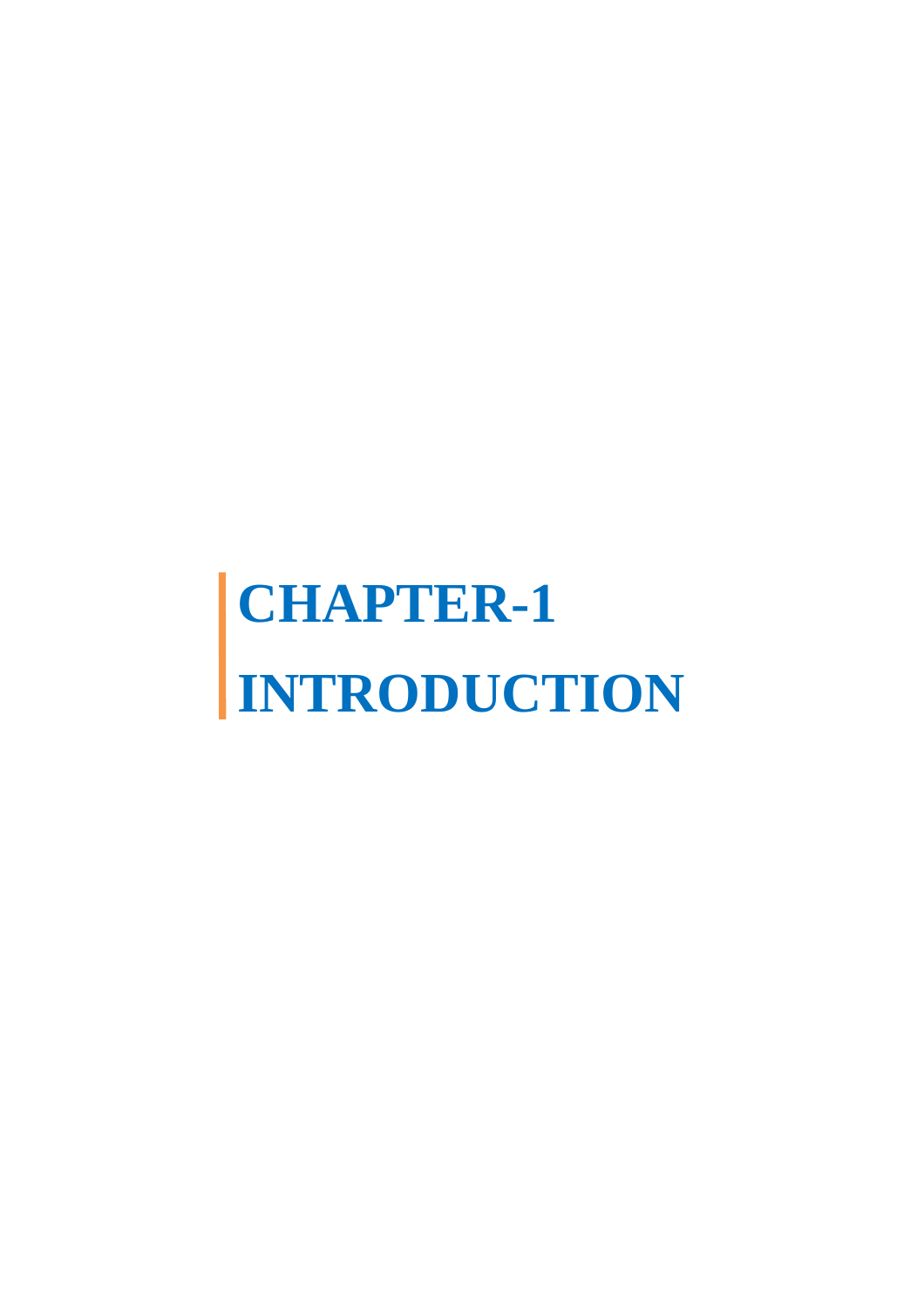# CHAPTER-1

# INTRODUCTION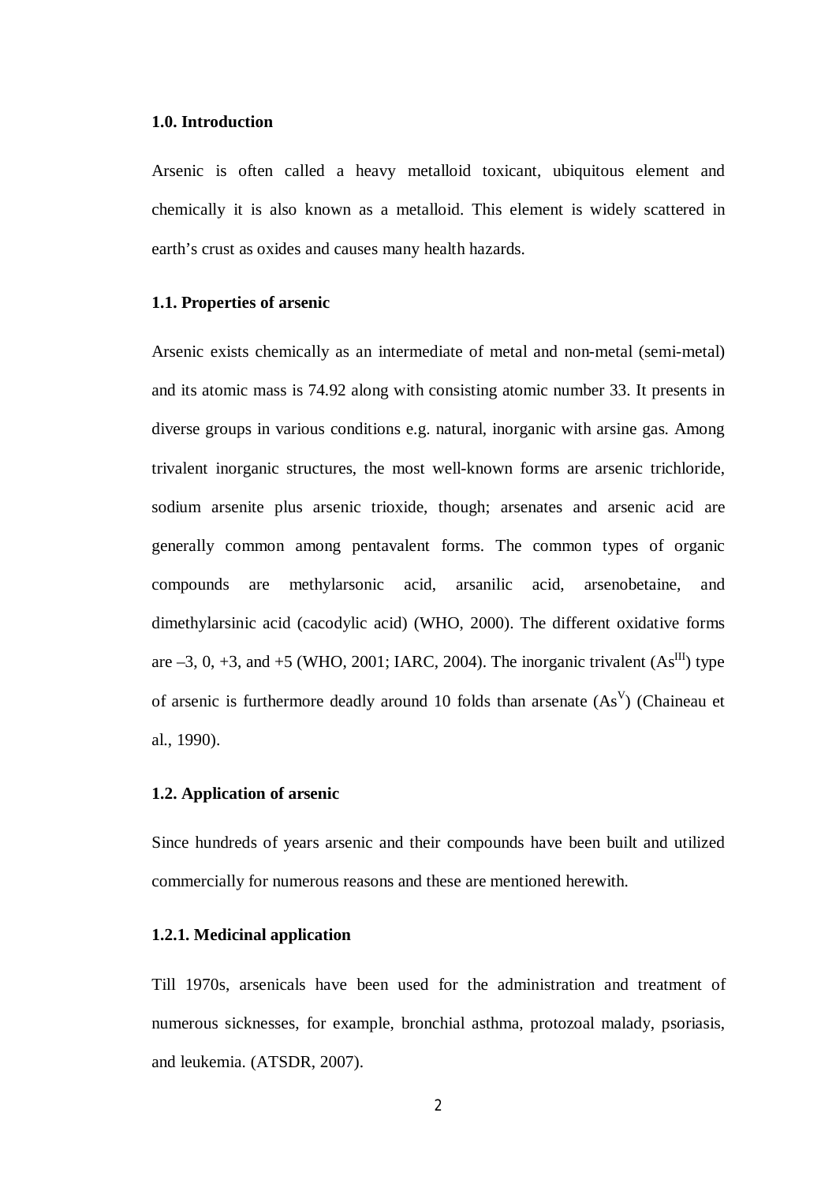## 1.0. Introduction

Arsenic is often called a heavy metalloid toxicant, ubiquitous element and chemically it is also known as a metalloid. This element is widely scattered in earth's crust as oxides and causes many health hazards.

### 1.1. Properties of arsenic

Arsenic exists chemically as an intermediate of metal and non-metal (semi-metal) and its atomic mass is 74.92 along with consisting atomic number 33. It presents in diverse groups in various conditions e.g. natural, inorganic with arsine gas. Among trivalent inorganic structures, the most well-known forms are arsenic trichloride, sodium arsenite plus arsenic trioxide, though; arsenates and arsenic acid are generally common among pentavalent forms. The common types of organic compounds are methylarsonic acid, arsanilic acid, arsenobetaine, and dimethylarsinic acid (cacodylic acid) (WHO, 2000). The different oxidative forms are –3, 0, +3, and +5 (WHO, 2001; IARC, 2004). The inorganic trivalent ($As^{III}$) type of arsenic is furthermore deadly around 10 folds than arsenate ($As^{V}$) (Chaineau et al., 1990).

### 1.2. Application of arsenic

Since hundreds of years arsenic and their compounds have been built and utilized commercially for numerous reasons and these are mentioned herewith.

#### 1.2.1. Medicinal application

Till 1970s, arsenicals have been used for the administration and treatment of numerous sicknesses, for example, bronchial asthma, protozoal malady, psoriasis, and leukemia. (ATSDR, 2007).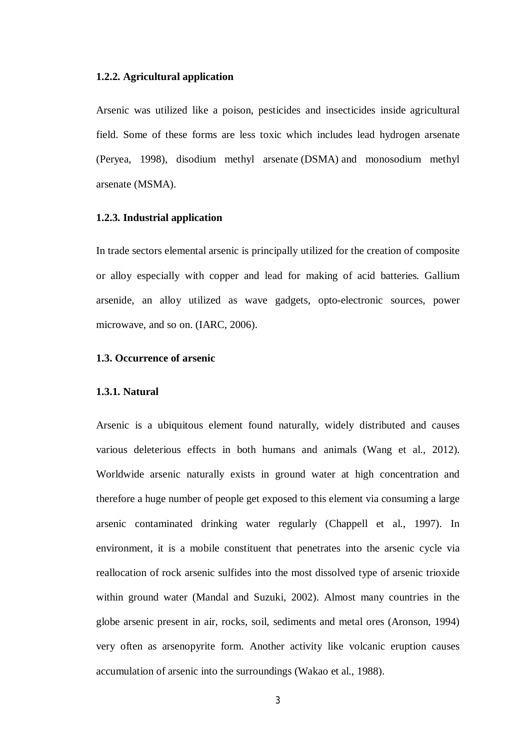### 1.2.2. Agricultural application

Arsenic was utilized like a poison, pesticides and insecticides inside agricultural field. Some of these forms are less toxic which includes lead hydrogen arsenate (Peryea, 1998), disodium methyl arsenate (DSMA) and monosodium methyl arsenate (MSMA).

### 1.2.3. Industrial application

In trade sectors elemental arsenic is principally utilized for the creation of composite or alloy especially with copper and lead for making of acid batteries. Gallium arsenide, an alloy utilized as wave gadgets, opto-electronic sources, power microwave, and so on. (IARC, 2006).

## 1.3. Occurrence of arsenic

### 1.3.1. Natural

Arsenic is a ubiquitous element found naturally, widely distributed and causes various deleterious effects in both humans and animals (Wang et al., 2012). Worldwide arsenic naturally exists in ground water at high concentration and therefore a huge number of people get exposed to this element via consuming a large arsenic contaminated drinking water regularly (Chappell et al., 1997). In environment, it is a mobile constituent that penetrates into the arsenic cycle via reallocation of rock arsenic sulfides into the most dissolved type of arsenic trioxide within ground water (Mandal and Suzuki, 2002). Almost many countries in the globe arsenic present in air, rocks, soil, sediments and metal ores (Aronson, 1994) very often as arsenopyrite form. Another activity like volcanic eruption causes accumulation of arsenic into the surroundings (Wakao et al., 1988).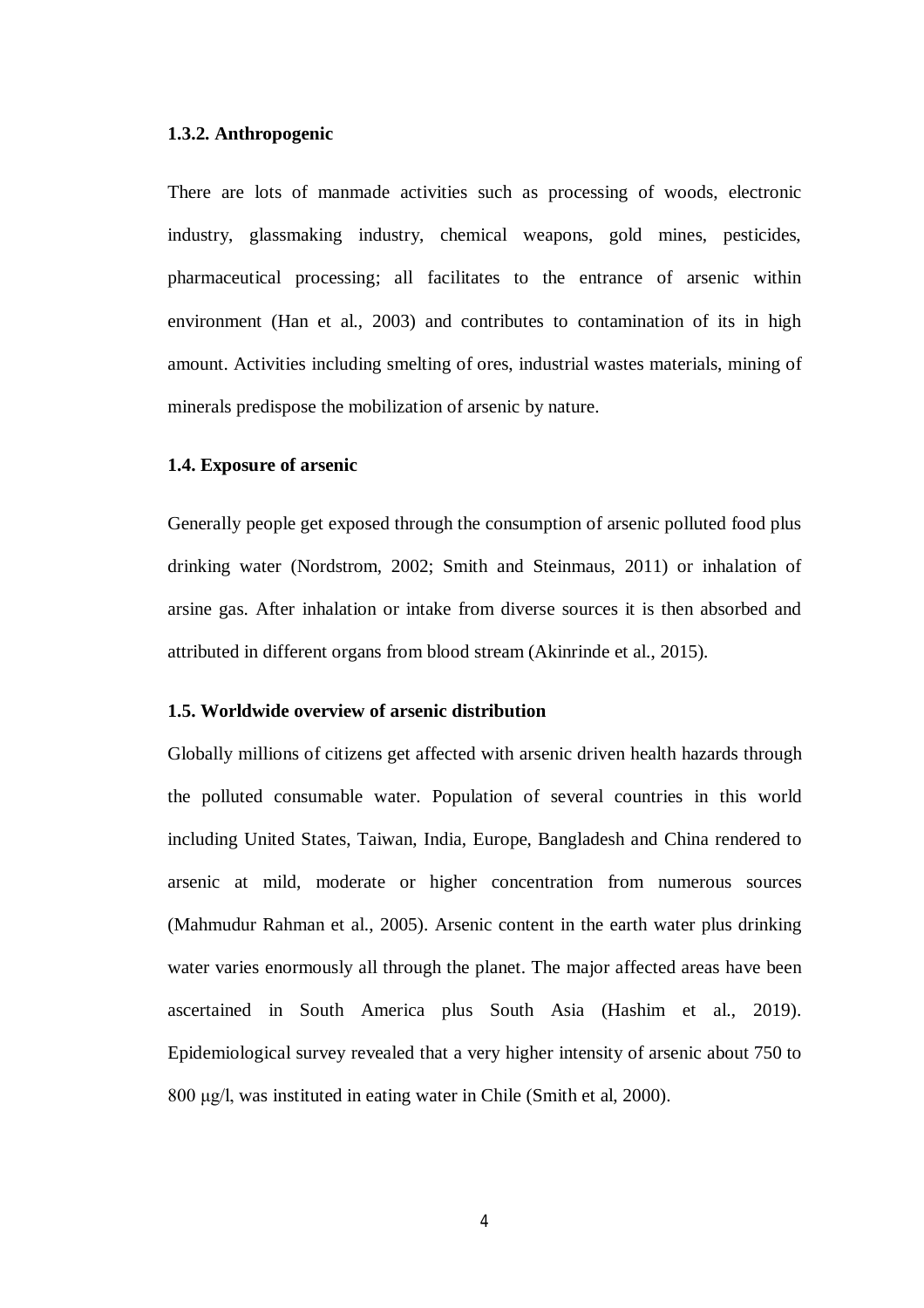### 1.3.2. Anthropogenic

There are lots of manmade activities such as processing of woods, electronic industry, glassmaking industry, chemical weapons, gold mines, pesticides, pharmaceutical processing; all facilitates to the entrance of arsenic within environment (Han et al., 2003) and contributes to contamination of its in high amount. Activities including smelting of ores, industrial wastes materials, mining of minerals predispose the mobilization of arsenic by nature.

## 1.4. Exposure of arsenic

Generally people get exposed through the consumption of arsenic polluted food plus drinking water (Nordstrom, 2002; Smith and Steinmaus, 2011) or inhalation of arsine gas. After inhalation or intake from diverse sources it is then absorbed and attributed in different organs from blood stream (Akinrinde et al., 2015).

## 1.5. Worldwide overview of arsenic distribution

Globally millions of citizens get affected with arsenic driven health hazards through the polluted consumable water. Population of several countries in this world including United States, Taiwan, India, Europe, Bangladesh and China rendered to arsenic at mild, moderate or higher concentration from numerous sources (Mahmudur Rahman et al., 2005). Arsenic content in the earth water plus drinking water varies enormously all through the planet. The major affected areas have been ascertained in South America plus South Asia (Hashim et al., 2019). Epidemiological survey revealed that a very higher intensity of arsenic about 750 to 800 μg/l, was instituted in eating water in Chile (Smith et al, 2000).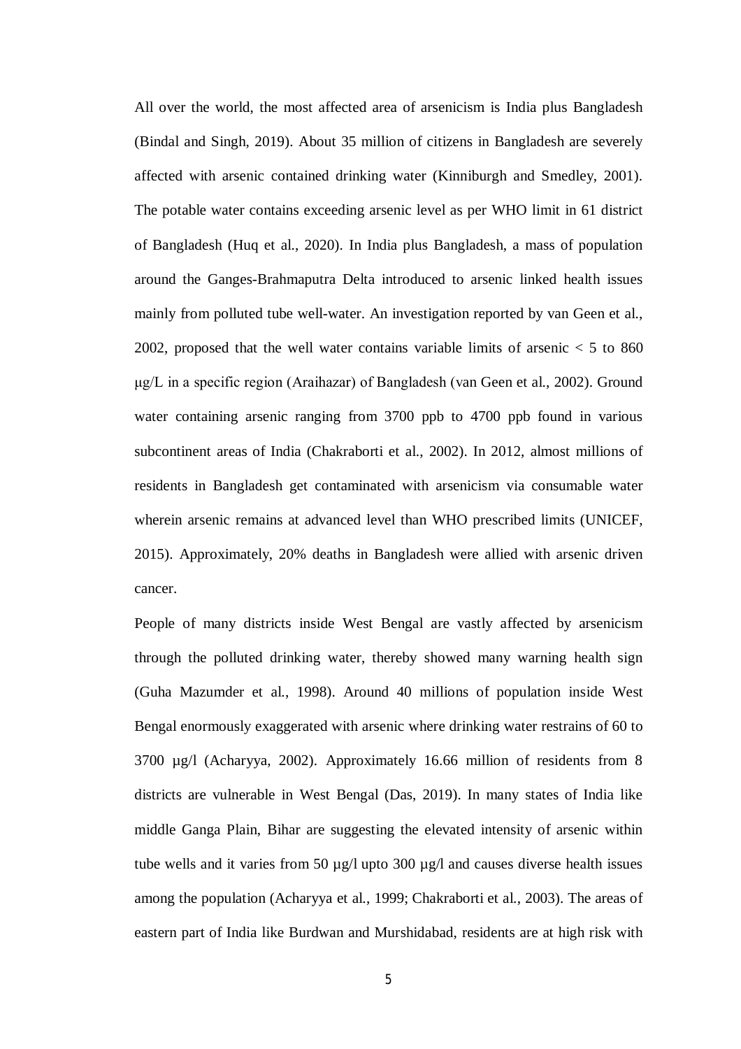All over the world, the most affected area of arsenicism is India plus Bangladesh (Bindal and Singh, 2019). About 35 million of citizens in Bangladesh are severely affected with arsenic contained drinking water (Kinniburgh and Smedley, 2001). The potable water contains exceeding arsenic level as per WHO limit in 61 district of Bangladesh (Huq et al., 2020). In India plus Bangladesh, a mass of population around the Ganges-Brahmaputra Delta introduced to arsenic linked health issues mainly from polluted tube well-water. An investigation reported by van Geen et al., 2002, proposed that the well water contains variable limits of arsenic < 5 to 860 μg/L in a specific region (Araihazar) of Bangladesh (van Geen et al., 2002). Ground water containing arsenic ranging from 3700 ppb to 4700 ppb found in various subcontinent areas of India (Chakraborti et al., 2002). In 2012, almost millions of residents in Bangladesh get contaminated with arsenicism via consumable water wherein arsenic remains at advanced level than WHO prescribed limits (UNICEF, 2015). Approximately, 20% deaths in Bangladesh were allied with arsenic driven cancer.

People of many districts inside West Bengal are vastly affected by arsenicism through the polluted drinking water, thereby showed many warning health sign (Guha Mazumder et al., 1998). Around 40 millions of population inside West Bengal enormously exaggerated with arsenic where drinking water restrains of 60 to 3700 µg/l (Acharyya, 2002). Approximately 16.66 million of residents from 8 districts are vulnerable in West Bengal (Das, 2019). In many states of India like middle Ganga Plain, Bihar are suggesting the elevated intensity of arsenic within tube wells and it varies from 50 µg/l upto 300 µg/l and causes diverse health issues among the population (Acharyya et al., 1999; Chakraborti et al., 2003). The areas of eastern part of India like Burdwan and Murshidabad, residents are at high risk with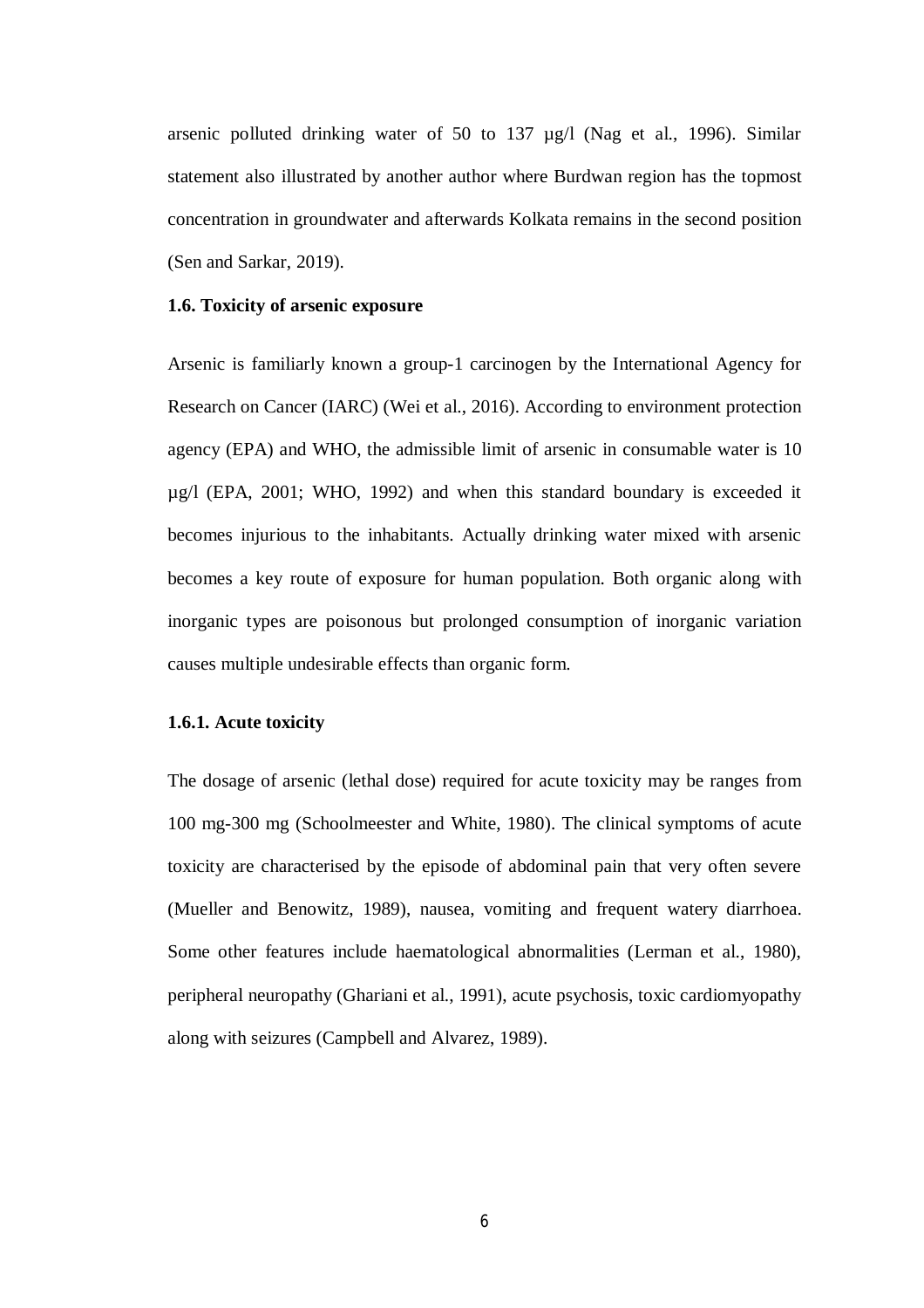arsenic polluted drinking water of 50 to 137 µg/l (Nag et al., 1996). Similar statement also illustrated by another author where Burdwan region has the topmost concentration in groundwater and afterwards Kolkata remains in the second position (Sen and Sarkar, 2019).

### 1.6. Toxicity of arsenic exposure

Arsenic is familiarly known a group-1 carcinogen by the International Agency for Research on Cancer (IARC) (Wei et al., 2016). According to environment protection agency (EPA) and WHO, the admissible limit of arsenic in consumable water is 10 µg/l (EPA, 2001; WHO, 1992) and when this standard boundary is exceeded it becomes injurious to the inhabitants. Actually drinking water mixed with arsenic becomes a key route of exposure for human population. Both organic along with inorganic types are poisonous but prolonged consumption of inorganic variation causes multiple undesirable effects than organic form.

#### 1.6.1. Acute toxicity

The dosage of arsenic (lethal dose) required for acute toxicity may be ranges from 100 mg-300 mg (Schoolmeester and White, 1980). The clinical symptoms of acute toxicity are characterised by the episode of abdominal pain that very often severe (Mueller and Benowitz, 1989), nausea, vomiting and frequent watery diarrhoea. Some other features include haematological abnormalities (Lerman et al., 1980), peripheral neuropathy (Ghariani et al., 1991), acute psychosis, toxic cardiomyopathy along with seizures (Campbell and Alvarez, 1989).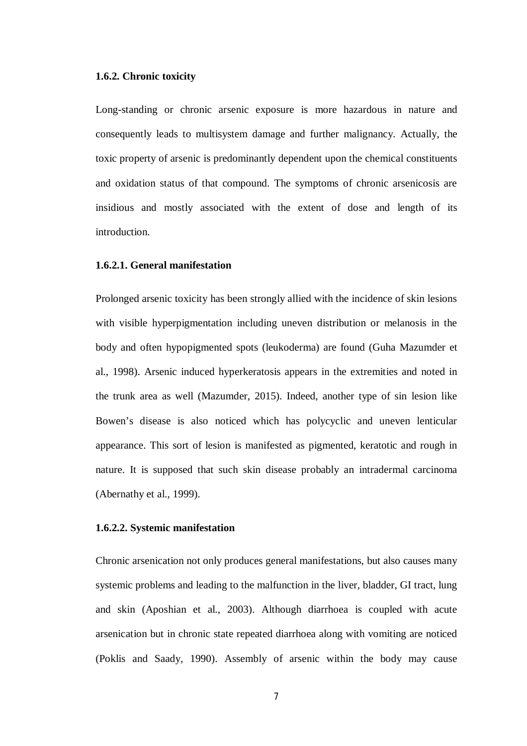### 1.6.2. Chronic toxicity

Long-standing or chronic arsenic exposure is more hazardous in nature and consequently leads to multisystem damage and further malignancy. Actually, the toxic property of arsenic is predominantly dependent upon the chemical constituents and oxidation status of that compound. The symptoms of chronic arsenicosis are insidious and mostly associated with the extent of dose and length of its introduction.

#### 1.6.2.1. General manifestation

Prolonged arsenic toxicity has been strongly allied with the incidence of skin lesions with visible hyperpigmentation including uneven distribution or melanosis in the body and often hypopigmented spots (leukoderma) are found (Guha Mazumder et al., 1998). Arsenic induced hyperkeratosis appears in the extremities and noted in the trunk area as well (Mazumder, 2015). Indeed, another type of sin lesion like Bowen's disease is also noticed which has polycyclic and uneven lenticular appearance. This sort of lesion is manifested as pigmented, keratotic and rough in nature. It is supposed that such skin disease probably an intradermal carcinoma (Abernathy et al., 1999).

#### 1.6.2.2. Systemic manifestation

Chronic arsenication not only produces general manifestations, but also causes many systemic problems and leading to the malfunction in the liver, bladder, GI tract, lung and skin (Aposhian et al., 2003). Although diarrhoea is coupled with acute arsenication but in chronic state repeated diarrhoea along with vomiting are noticed (Poklis and Saady, 1990). Assembly of arsenic within the body may cause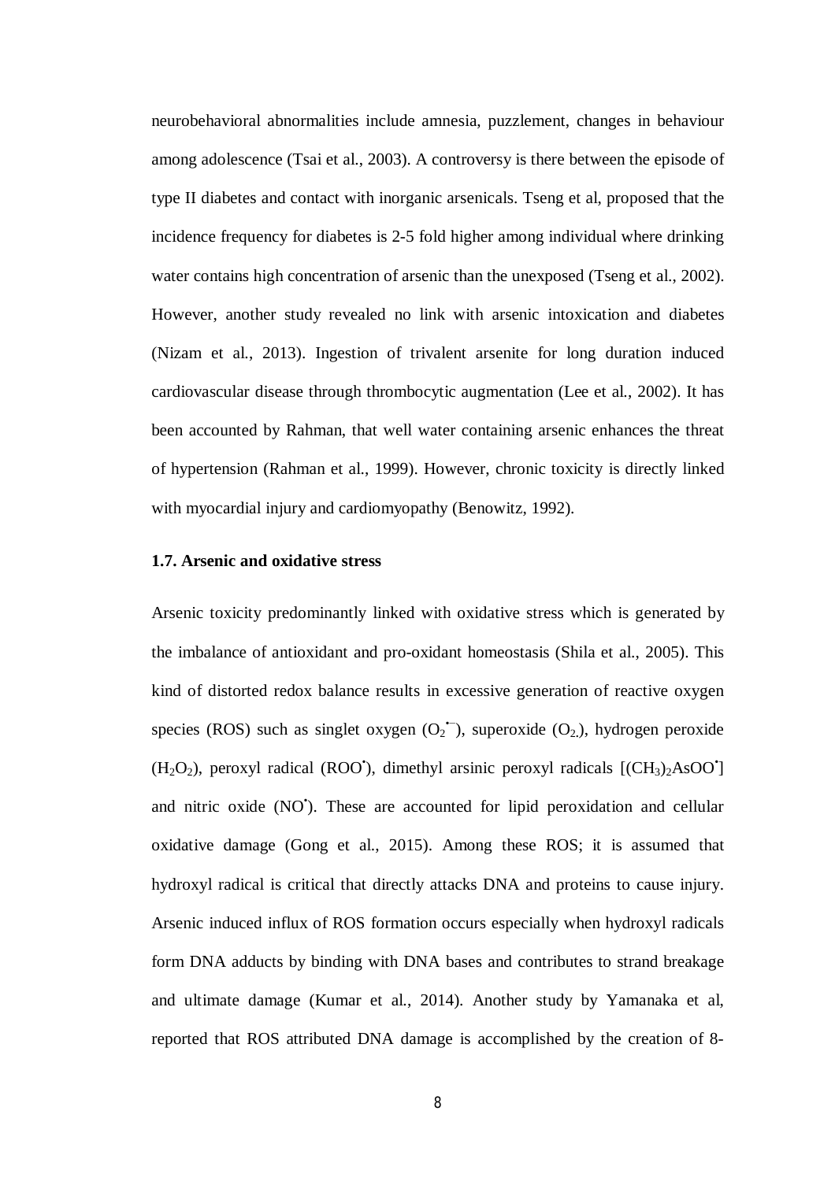neurobehavioral abnormalities include amnesia, puzzlement, changes in behaviour among adolescence (Tsai et al., 2003). A controversy is there between the episode of type II diabetes and contact with inorganic arsenicals. Tseng et al, proposed that the incidence frequency for diabetes is 2-5 fold higher among individual where drinking water contains high concentration of arsenic than the unexposed (Tseng et al., 2002). However, another study revealed no link with arsenic intoxication and diabetes (Nizam et al., 2013). Ingestion of trivalent arsenite for long duration induced cardiovascular disease through thrombocytic augmentation (Lee et al., 2002). It has been accounted by Rahman, that well water containing arsenic enhances the threat of hypertension (Rahman et al., 1999). However, chronic toxicity is directly linked with myocardial injury and cardiomyopathy (Benowitz, 1992).

### 1.7. Arsenic and oxidative stress

Arsenic toxicity predominantly linked with oxidative stress which is generated by the imbalance of antioxidant and pro-oxidant homeostasis (Shila et al., 2005). This kind of distorted redox balance results in excessive generation of reactive oxygen species (ROS) such as singlet oxygen ($O_2^{\bullet -}$), superoxide ($O_2$), hydrogen peroxide ($H_2O_2$), peroxyl radical ($ROO^{\bullet}$), dimethyl arsinic peroxyl radicals [$(CH_3)_2AsOO^{\bullet}$] and nitric oxide ($NO^{\bullet}$). These are accounted for lipid peroxidation and cellular oxidative damage (Gong et al., 2015). Among these ROS; it is assumed that hydroxyl radical is critical that directly attacks DNA and proteins to cause injury. Arsenic induced influx of ROS formation occurs especially when hydroxyl radicals form DNA adducts by binding with DNA bases and contributes to strand breakage and ultimate damage (Kumar et al., 2014). Another study by Yamanaka et al, reported that ROS attributed DNA damage is accomplished by the creation of 8-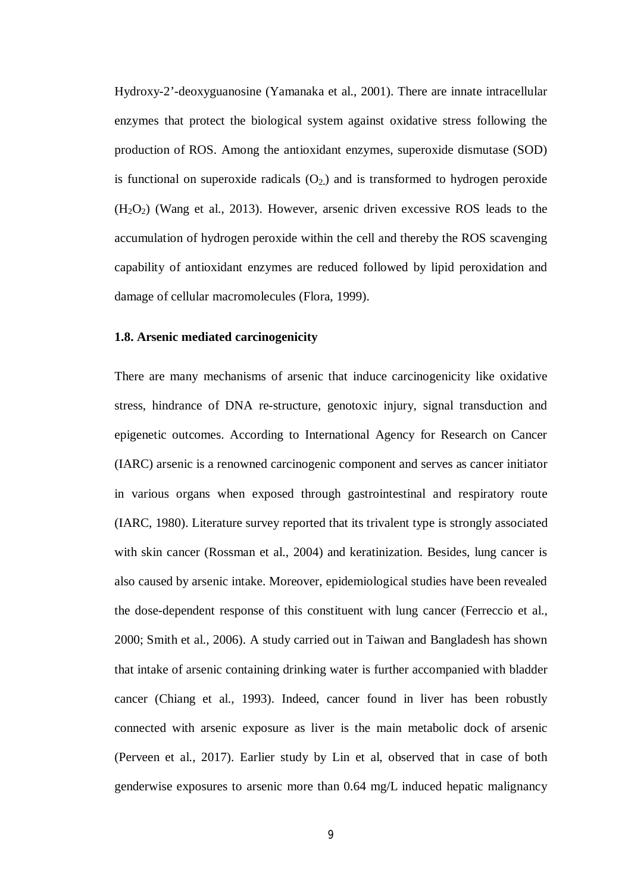Hydroxy-2'-deoxyguanosine (Yamanaka et al., 2001). There are innate intracellular enzymes that protect the biological system against oxidative stress following the production of ROS. Among the antioxidant enzymes, superoxide dismutase (SOD) is functional on superoxide radicals ($O_{2-}$) and is transformed to hydrogen peroxide ($H_2O_2$) (Wang et al., 2013). However, arsenic driven excessive ROS leads to the accumulation of hydrogen peroxide within the cell and thereby the ROS scavenging capability of antioxidant enzymes are reduced followed by lipid peroxidation and damage of cellular macromolecules (Flora, 1999).

**1.8. Arsenic mediated carcinogenicity**

There are many mechanisms of arsenic that induce carcinogenicity like oxidative stress, hindrance of DNA re-structure, genotoxic injury, signal transduction and epigenetic outcomes. According to International Agency for Research on Cancer (IARC) arsenic is a renowned carcinogenic component and serves as cancer initiator in various organs when exposed through gastrointestinal and respiratory route (IARC, 1980). Literature survey reported that its trivalent type is strongly associated with skin cancer (Rossman et al., 2004) and keratinization. Besides, lung cancer is also caused by arsenic intake. Moreover, epidemiological studies have been revealed the dose-dependent response of this constituent with lung cancer (Ferreccio et al., 2000; Smith et al., 2006). A study carried out in Taiwan and Bangladesh has shown that intake of arsenic containing drinking water is further accompanied with bladder cancer (Chiang et al., 1993). Indeed, cancer found in liver has been robustly connected with arsenic exposure as liver is the main metabolic dock of arsenic (Perveen et al., 2017). Earlier study by Lin et al, observed that in case of both genderwise exposures to arsenic more than 0.64 mg/L induced hepatic malignancy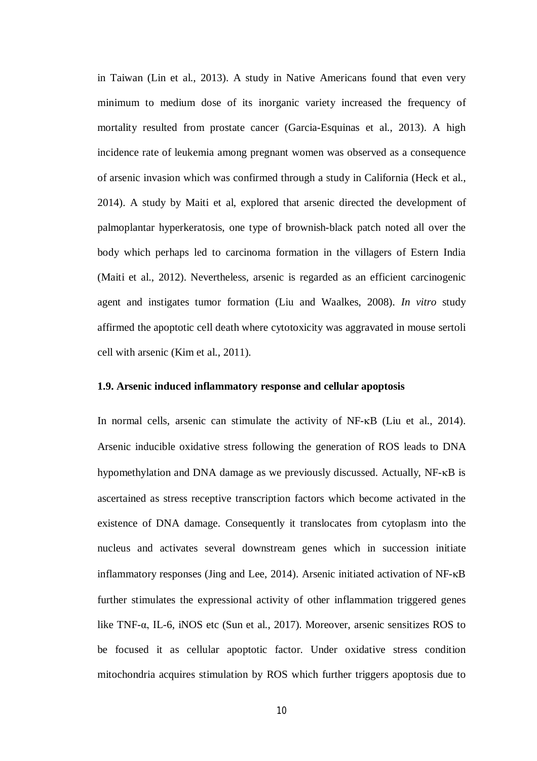in Taiwan (Lin et al., 2013). A study in Native Americans found that even very minimum to medium dose of its inorganic variety increased the frequency of mortality resulted from prostate cancer (Garcia-Esquinas et al., 2013). A high incidence rate of leukemia among pregnant women was observed as a consequence of arsenic invasion which was confirmed through a study in California (Heck et al., 2014). A study by Maiti et al, explored that arsenic directed the development of palmoplantar hyperkeratosis, one type of brownish-black patch noted all over the body which perhaps led to carcinoma formation in the villagers of Estern India (Maiti et al., 2012). Nevertheless, arsenic is regarded as an efficient carcinogenic agent and instigates tumor formation (Liu and Waalkes, 2008). *In vitro* study affirmed the apoptotic cell death where cytotoxicity was aggravated in mouse sertoli cell with arsenic (Kim et al., 2011).

### 1.9. Arsenic induced inflammatory response and cellular apoptosis

In normal cells, arsenic can stimulate the activity of NF-κB (Liu et al., 2014). Arsenic inducible oxidative stress following the generation of ROS leads to DNA hypomethylation and DNA damage as we previously discussed. Actually, NF-κB is ascertained as stress receptive transcription factors which become activated in the existence of DNA damage. Consequently it translocates from cytoplasm into the nucleus and activates several downstream genes which in succession initiate inflammatory responses (Jing and Lee, 2014). Arsenic initiated activation of NF-κB further stimulates the expressional activity of other inflammation triggered genes like TNF-α, IL-6, iNOS etc (Sun et al., 2017). Moreover, arsenic sensitizes ROS to be focused it as cellular apoptotic factor. Under oxidative stress condition mitochondria acquires stimulation by ROS which further triggers apoptosis due to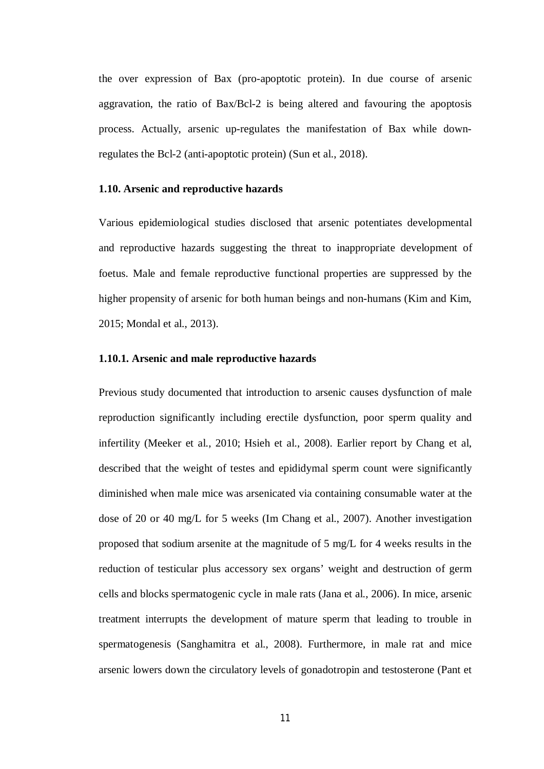the over expression of Bax (pro-apoptotic protein). In due course of arsenic aggravation, the ratio of Bax/Bcl-2 is being altered and favouring the apoptosis process. Actually, arsenic up-regulates the manifestation of Bax while down-regulates the Bcl-2 (anti-apoptotic protein) (Sun et al., 2018).

### 1.10. Arsenic and reproductive hazards

Various epidemiological studies disclosed that arsenic potentiates developmental and reproductive hazards suggesting the threat to inappropriate development of foetus. Male and female reproductive functional properties are suppressed by the higher propensity of arsenic for both human beings and non-humans (Kim and Kim, 2015; Mondal et al., 2013).

#### 1.10.1. Arsenic and male reproductive hazards

Previous study documented that introduction to arsenic causes dysfunction of male reproduction significantly including erectile dysfunction, poor sperm quality and infertility (Meeker et al., 2010; Hsieh et al., 2008). Earlier report by Chang et al, described that the weight of testes and epididymal sperm count were significantly diminished when male mice was arsenicated via containing consumable water at the dose of 20 or 40 mg/L for 5 weeks (Im Chang et al., 2007). Another investigation proposed that sodium arsenite at the magnitude of 5 mg/L for 4 weeks results in the reduction of testicular plus accessory sex organs' weight and destruction of germ cells and blocks spermatogenic cycle in male rats (Jana et al., 2006). In mice, arsenic treatment interrupts the development of mature sperm that leading to trouble in spermatogenesis (Sanghamitra et al., 2008). Furthermore, in male rat and mice arsenic lowers down the circulatory levels of gonadotropin and testosterone (Pant et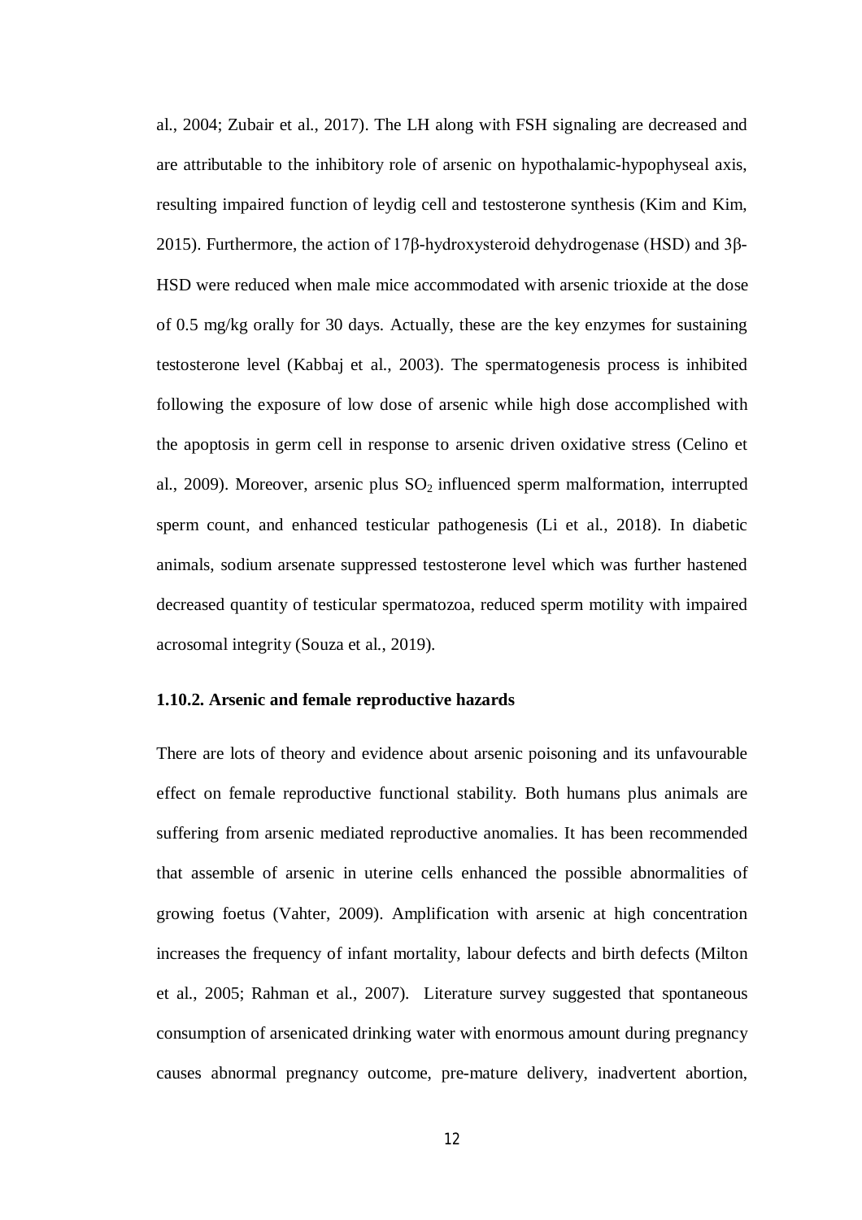al., 2004; Zubair et al., 2017). The LH along with FSH signaling are decreased and are attributable to the inhibitory role of arsenic on hypothalamic-hypophyseal axis, resulting impaired function of leydig cell and testosterone synthesis (Kim and Kim, 2015). Furthermore, the action of 17β-hydroxysteroid dehydrogenase (HSD) and 3β-HSD were reduced when male mice accommodated with arsenic trioxide at the dose of 0.5 mg/kg orally for 30 days. Actually, these are the key enzymes for sustaining testosterone level (Kabbaj et al., 2003). The spermatogenesis process is inhibited following the exposure of low dose of arsenic while high dose accomplished with the apoptosis in germ cell in response to arsenic driven oxidative stress (Celino et al., 2009). Moreover, arsenic plus $SO_2$ influenced sperm malformation, interrupted sperm count, and enhanced testicular pathogenesis (Li et al., 2018). In diabetic animals, sodium arsenate suppressed testosterone level which was further hastened decreased quantity of testicular spermatozoa, reduced sperm motility with impaired acrosomal integrity (Souza et al., 2019).

### 1.10.2. Arsenic and female reproductive hazards

There are lots of theory and evidence about arsenic poisoning and its unfavourable effect on female reproductive functional stability. Both humans plus animals are suffering from arsenic mediated reproductive anomalies. It has been recommended that assemble of arsenic in uterine cells enhanced the possible abnormalities of growing foetus (Vahter, 2009). Amplification with arsenic at high concentration increases the frequency of infant mortality, labour defects and birth defects (Milton et al., 2005; Rahman et al., 2007). Literature survey suggested that spontaneous consumption of arsenicated drinking water with enormous amount during pregnancy causes abnormal pregnancy outcome, pre-mature delivery, inadvertent abortion,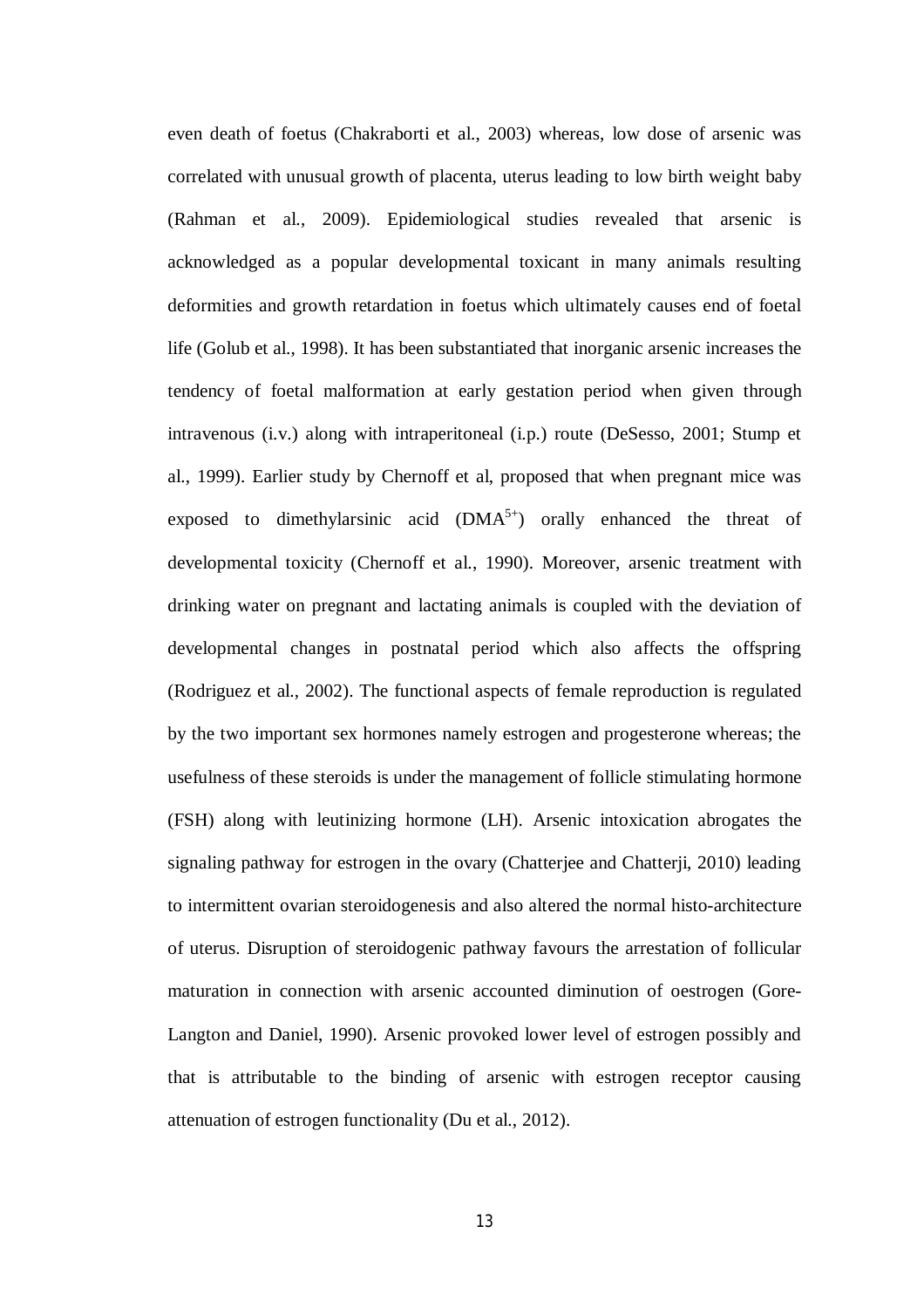even death of foetus (Chakraborti et al., 2003) whereas, low dose of arsenic was correlated with unusual growth of placenta, uterus leading to low birth weight baby (Rahman et al., 2009). Epidemiological studies revealed that arsenic is acknowledged as a popular developmental toxicant in many animals resulting deformities and growth retardation in foetus which ultimately causes end of foetal life (Golub et al., 1998). It has been substantiated that inorganic arsenic increases the tendency of foetal malformation at early gestation period when given through intravenous (i.v.) along with intraperitoneal (i.p.) route (DeSesso, 2001; Stump et al., 1999). Earlier study by Chernoff et al, proposed that when pregnant mice was exposed to dimethylarsinic acid ($DMA^{5+}$) orally enhanced the threat of developmental toxicity (Chernoff et al., 1990). Moreover, arsenic treatment with drinking water on pregnant and lactating animals is coupled with the deviation of developmental changes in postnatal period which also affects the offspring (Rodriguez et al., 2002). The functional aspects of female reproduction is regulated by the two important sex hormones namely estrogen and progesterone whereas; the usefulness of these steroids is under the management of follicle stimulating hormone (FSH) along with leutinizing hormone (LH). Arsenic intoxication abrogates the signaling pathway for estrogen in the ovary (Chatterjee and Chatterji, 2010) leading to intermittent ovarian steroidogenesis and also altered the normal histo-architecture of uterus. Disruption of steroidogenic pathway favours the arrestation of follicular maturation in connection with arsenic accounted diminution of oestrogen (Gore-Langton and Daniel, 1990). Arsenic provoked lower level of estrogen possibly and that is attributable to the binding of arsenic with estrogen receptor causing attenuation of estrogen functionality (Du et al., 2012).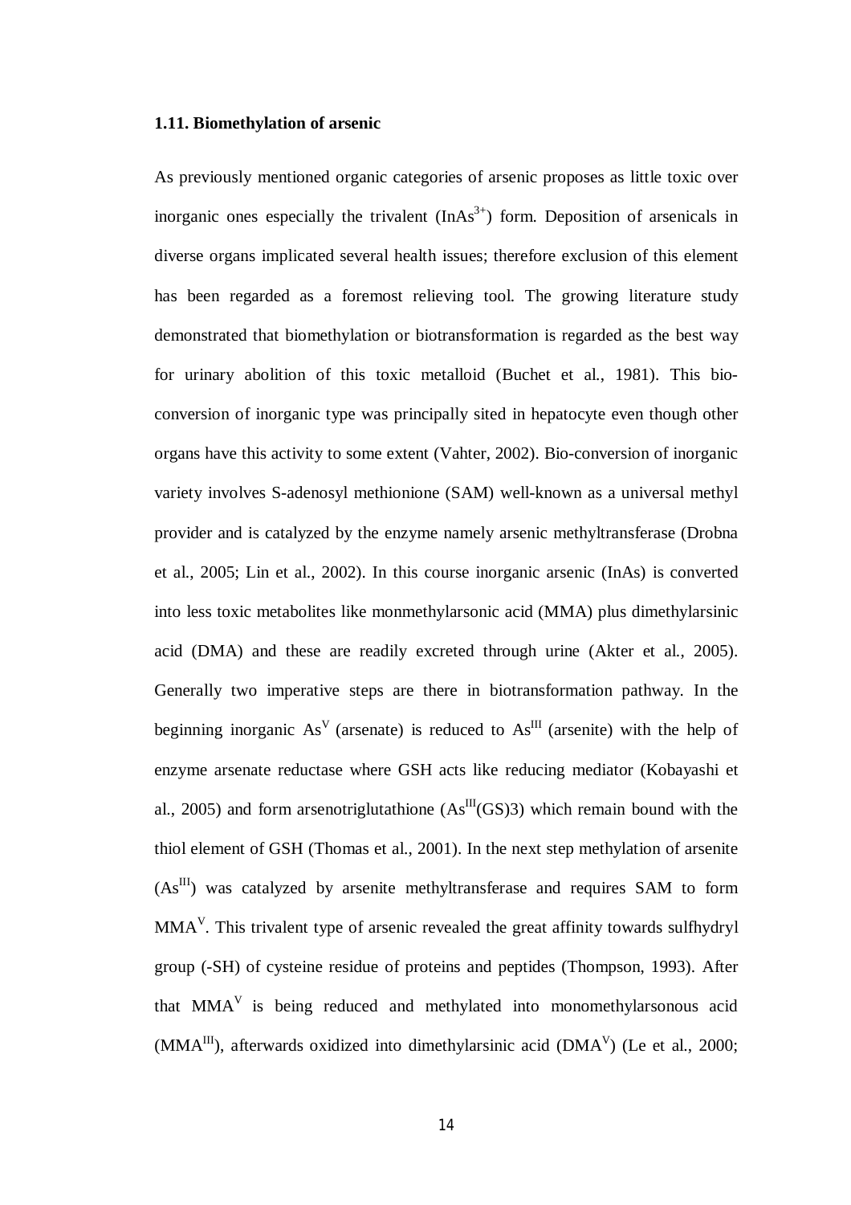### 1.11. Biomethylation of arsenic

As previously mentioned organic categories of arsenic proposes as little toxic over inorganic ones especially the trivalent ($InAs^{3+}$) form. Deposition of arsenicals in diverse organs implicated several health issues; therefore exclusion of this element has been regarded as a foremost relieving tool. The growing literature study demonstrated that biomethylation or biotransformation is regarded as the best way for urinary abolition of this toxic metalloid (Buchet et al., 1981). This bio-conversion of inorganic type was principally sited in hepatocyte even though other organs have this activity to some extent (Vahter, 2002). Bio-conversion of inorganic variety involves S-adenosyl methionione (SAM) well-known as a universal methyl provider and is catalyzed by the enzyme namely arsenic methyltransferase (Drobna et al., 2005; Lin et al., 2002). In this course inorganic arsenic (InAs) is converted into less toxic metabolites like monmethylarsonic acid (MMA) plus dimethylarsinic acid (DMA) and these are readily excreted through urine (Akter et al., 2005). Generally two imperative steps are there in biotransformation pathway. In the beginning inorganic $As^{V}$ (arsenate) is reduced to $As^{III}$ (arsenite) with the help of enzyme arsenate reductase where GSH acts like reducing mediator (Kobayashi et al., 2005) and form arsenotriglutathione ($As^{III}(GS)3$) which remain bound with the thiol element of GSH (Thomas et al., 2001). In the next step methylation of arsenite ($As^{III}$) was catalyzed by arsenite methyltransferase and requires SAM to form $MMA^{V}$. This trivalent type of arsenic revealed the great affinity towards sulfhydryl group (-SH) of cysteine residue of proteins and peptides (Thompson, 1993). After that $MMA^{V}$ is being reduced and methylated into monomethylarsonous acid ($MMA^{III}$), afterwards oxidized into dimethylarsinic acid ($DMA^{V}$) (Le et al., 2000;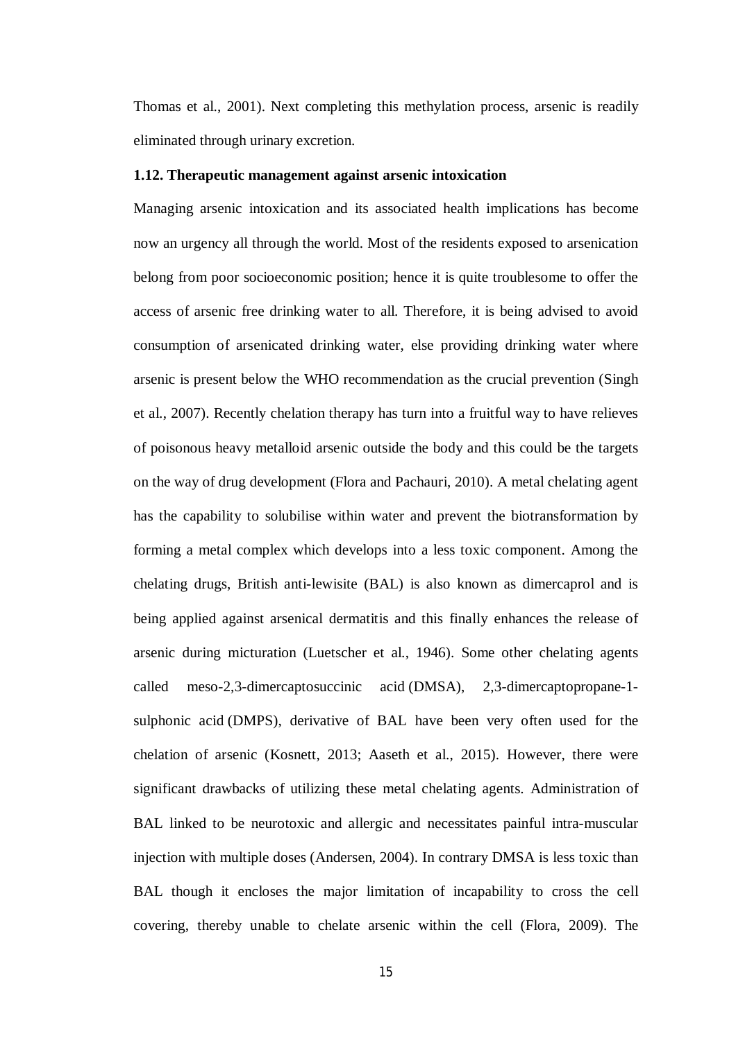Thomas et al., 2001). Next completing this methylation process, arsenic is readily eliminated through urinary excretion.

### 1.12. Therapeutic management against arsenic intoxication

Managing arsenic intoxication and its associated health implications has become now an urgency all through the world. Most of the residents exposed to arsenication belong from poor socioeconomic position; hence it is quite troublesome to offer the access of arsenic free drinking water to all. Therefore, it is being advised to avoid consumption of arsenicated drinking water, else providing drinking water where arsenic is present below the WHO recommendation as the crucial prevention (Singh et al., 2007). Recently chelation therapy has turn into a fruitful way to have relieves of poisonous heavy metalloid arsenic outside the body and this could be the targets on the way of drug development (Flora and Pachauri, 2010). A metal chelating agent has the capability to solubilise within water and prevent the biotransformation by forming a metal complex which develops into a less toxic component. Among the chelating drugs, British anti-lewisite (BAL) is also known as dimercaprol and is being applied against arsenical dermatitis and this finally enhances the release of arsenic during micturation (Luetscher et al., 1946). Some other chelating agents called meso-2,3-dimercaptosuccinic acid (DMSA), 2,3-dimercaptopropane-1-sulphonic acid (DMPS), derivative of BAL have been very often used for the chelation of arsenic (Kosnett, 2013; Aaseth et al., 2015). However, there were significant drawbacks of utilizing these metal chelating agents. Administration of BAL linked to be neurotoxic and allergic and necessitates painful intra-muscular injection with multiple doses (Andersen, 2004). In contrary DMSA is less toxic than BAL though it encloses the major limitation of incapability to cross the cell covering, thereby unable to chelate arsenic within the cell (Flora, 2009). The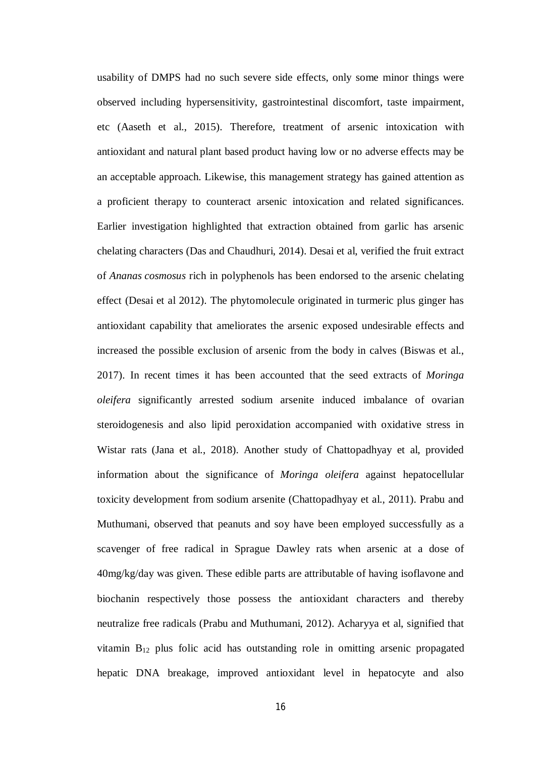usability of DMPS had no such severe side effects, only some minor things were observed including hypersensitivity, gastrointestinal discomfort, taste impairment, etc (Aaseth et al., 2015). Therefore, treatment of arsenic intoxication with antioxidant and natural plant based product having low or no adverse effects may be an acceptable approach. Likewise, this management strategy has gained attention as a proficient therapy to counteract arsenic intoxication and related significances. Earlier investigation highlighted that extraction obtained from garlic has arsenic chelating characters (Das and Chaudhuri, 2014). Desai et al, verified the fruit extract of *Ananas cosmosus* rich in polyphenols has been endorsed to the arsenic chelating effect (Desai et al 2012). The phytomolecule originated in turmeric plus ginger has antioxidant capability that ameliorates the arsenic exposed undesirable effects and increased the possible exclusion of arsenic from the body in calves (Biswas et al., 2017). In recent times it has been accounted that the seed extracts of *Moringa oleifera* significantly arrested sodium arsenite induced imbalance of ovarian steroidogenesis and also lipid peroxidation accompanied with oxidative stress in Wistar rats (Jana et al., 2018). Another study of Chattopadhyay et al, provided information about the significance of *Moringa oleifera* against hepatocellular toxicity development from sodium arsenite (Chattopadhyay et al., 2011). Prabu and Muthumani, observed that peanuts and soy have been employed successfully as a scavenger of free radical in Sprague Dawley rats when arsenic at a dose of 40mg/kg/day was given. These edible parts are attributable of having isoflavone and biochanin respectively those possess the antioxidant characters and thereby neutralize free radicals (Prabu and Muthumani, 2012). Acharyya et al, signified that vitamin $B_{12}$ plus folic acid has outstanding role in omitting arsenic propagated hepatic DNA breakage, improved antioxidant level in hepatocyte and also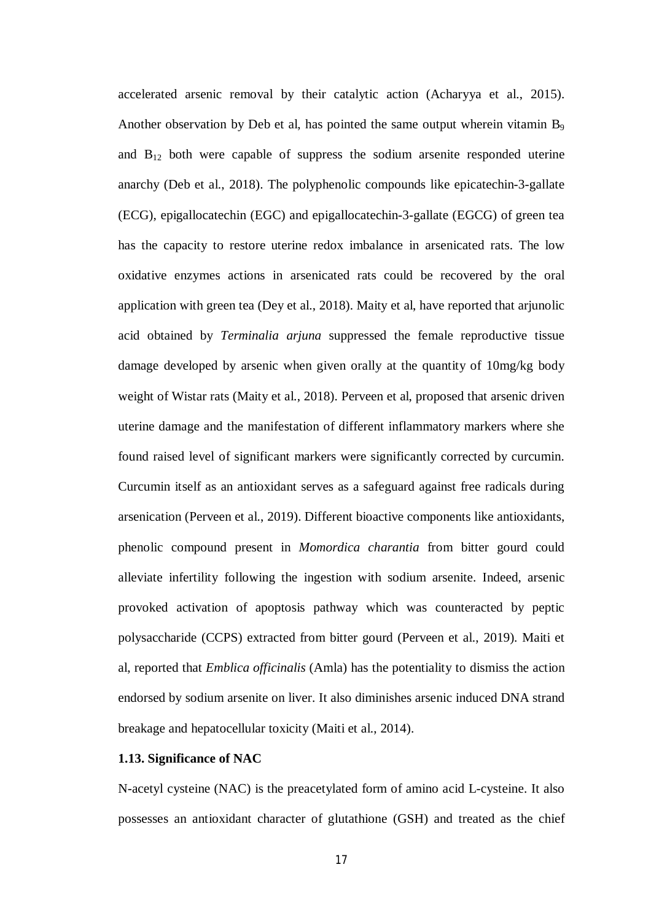accelerated arsenic removal by their catalytic action (Acharyya et al., 2015). Another observation by Deb et al, has pointed the same output wherein vitamin $B_9$ and $B_{12}$ both were capable of suppress the sodium arsenite responded uterine anarchy (Deb et al., 2018). The polyphenolic compounds like epicatechin-3-gallate (ECG), epigallocatechin (EGC) and epigallocatechin-3-gallate (EGCG) of green tea has the capacity to restore uterine redox imbalance in arsenicated rats. The low oxidative enzymes actions in arsenicated rats could be recovered by the oral application with green tea (Dey et al., 2018). Maity et al, have reported that arjunolic acid obtained by *Terminalia arjuna* suppressed the female reproductive tissue damage developed by arsenic when given orally at the quantity of 10mg/kg body weight of Wistar rats (Maity et al., 2018). Perveen et al, proposed that arsenic driven uterine damage and the manifestation of different inflammatory markers where she found raised level of significant markers were significantly corrected by curcumin. Curcumin itself as an antioxidant serves as a safeguard against free radicals during arsenication (Perveen et al., 2019). Different bioactive components like antioxidants, phenolic compound present in *Momordica charantia* from bitter gourd could alleviate infertility following the ingestion with sodium arsenite. Indeed, arsenic provoked activation of apoptosis pathway which was counteracted by peptic polysaccharide (CCPS) extracted from bitter gourd (Perveen et al., 2019). Maiti et al, reported that *Emblica officinalis* (Amla) has the potentiality to dismiss the action endorsed by sodium arsenite on liver. It also diminishes arsenic induced DNA strand breakage and hepatocellular toxicity (Maiti et al., 2014).

### 1.13. Significance of NAC

N-acetyl cysteine (NAC) is the preacetylated form of amino acid L-cysteine. It also possesses an antioxidant character of glutathione (GSH) and treated as the chief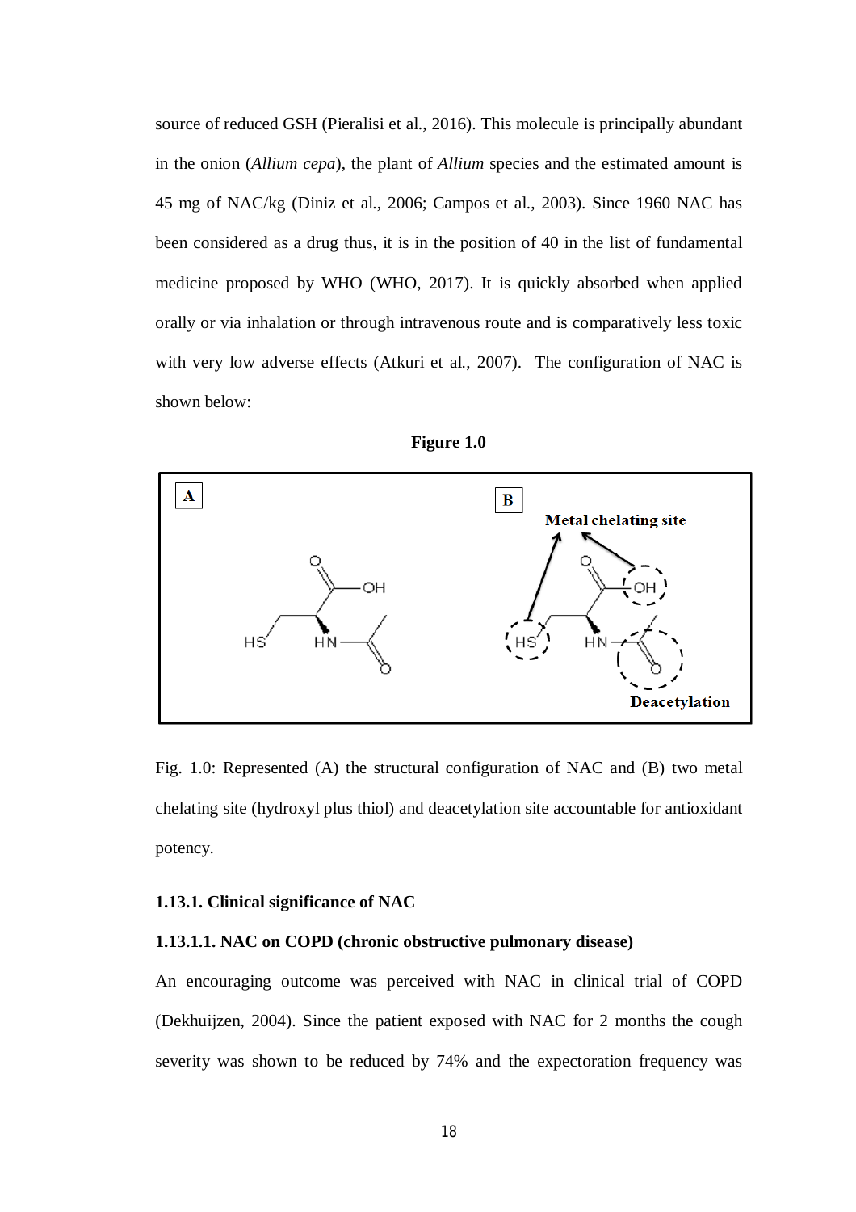source of reduced GSH (Pieralisi et al., 2016). This molecule is principally abundant in the onion (*Allium cepa*), the plant of *Allium* species and the estimated amount is 45 mg of NAC/kg (Diniz et al., 2006; Campos et al., 2003). Since 1960 NAC has been considered as a drug thus, it is in the position of 40 in the list of fundamental medicine proposed by WHO (WHO, 2017). It is quickly absorbed when applied orally or via inhalation or through intravenous route and is comparatively less toxic with very low adverse effects (Atkuri et al., 2007). The configuration of NAC is shown below:

**Figure 1.0**

Fig. 1.0: Represented (A) the structural configuration of NAC and (B) two metal chelating site (hydroxyl plus thiol) and deacetylation site accountable for antioxidant potency.

#### 1.13.1. Clinical significance of NAC

##### 1.13.1.1. NAC on COPD (chronic obstructive pulmonary disease)

An encouraging outcome was perceived with NAC in clinical trial of COPD (Dekhuijzen, 2004). Since the patient exposed with NAC for 2 months the cough severity was shown to be reduced by 74% and the expectoration frequency was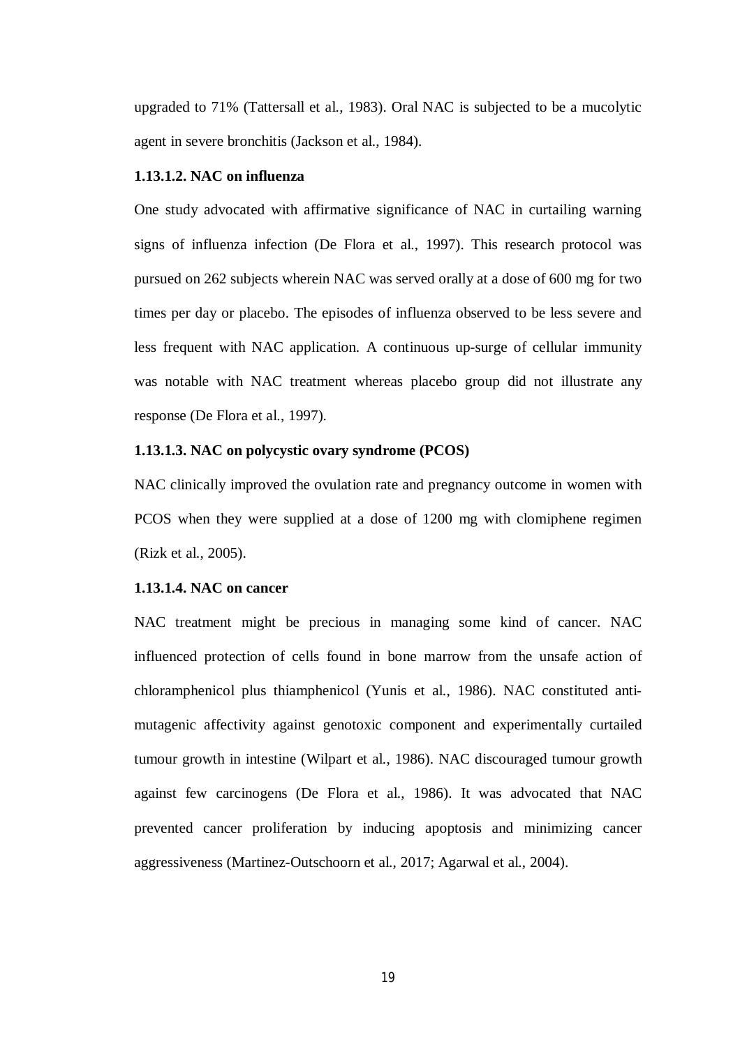upgraded to 71% (Tattersall et al., 1983). Oral NAC is subjected to be a mucolytic agent in severe bronchitis (Jackson et al., 1984).

#### 1.13.1.2. NAC on influenza

One study advocated with affirmative significance of NAC in curtailing warning signs of influenza infection (De Flora et al., 1997). This research protocol was pursued on 262 subjects wherein NAC was served orally at a dose of 600 mg for two times per day or placebo. The episodes of influenza observed to be less severe and less frequent with NAC application. A continuous up-surge of cellular immunity was notable with NAC treatment whereas placebo group did not illustrate any response (De Flora et al., 1997).

#### 1.13.1.3. NAC on polycystic ovary syndrome (PCOS)

NAC clinically improved the ovulation rate and pregnancy outcome in women with PCOS when they were supplied at a dose of 1200 mg with clomiphene regimen (Rizk et al., 2005).

#### 1.13.1.4. NAC on cancer

NAC treatment might be precious in managing some kind of cancer. NAC influenced protection of cells found in bone marrow from the unsafe action of chloramphenicol plus thiamphenicol (Yunis et al., 1986). NAC constituted anti-mutagenic affectivity against genotoxic component and experimentally curtailed tumour growth in intestine (Wilpart et al., 1986). NAC discouraged tumour growth against few carcinogens (De Flora et al., 1986). It was advocated that NAC prevented cancer proliferation by inducing apoptosis and minimizing cancer aggressiveness (Martinez-Outschoorn et al., 2017; Agarwal et al., 2004).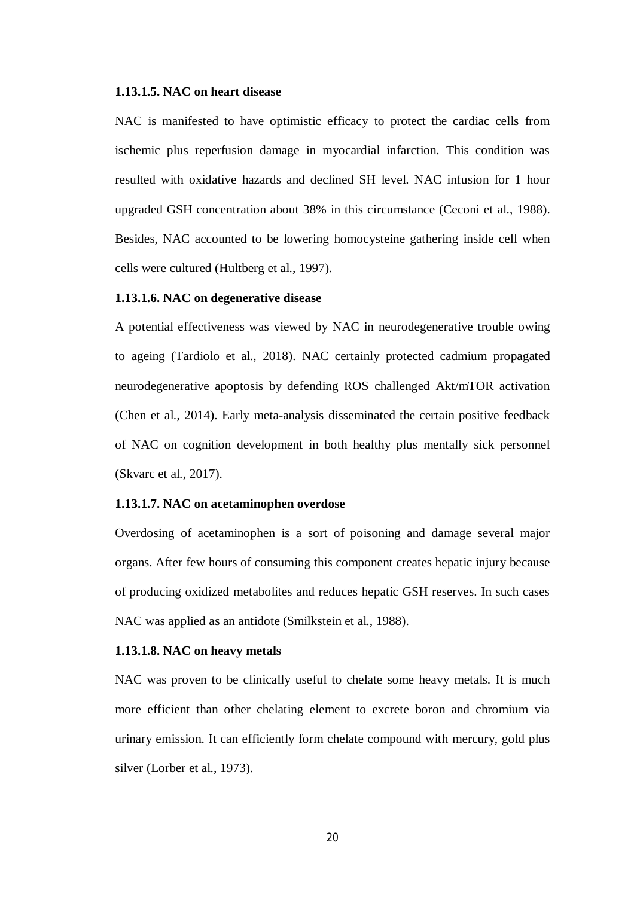#### 1.13.1.5. NAC on heart disease

NAC is manifested to have optimistic efficacy to protect the cardiac cells from ischemic plus reperfusion damage in myocardial infarction. This condition was resulted with oxidative hazards and declined SH level. NAC infusion for 1 hour upgraded GSH concentration about 38% in this circumstance (Ceconi et al., 1988). Besides, NAC accounted to be lowering homocysteine gathering inside cell when cells were cultured (Hultberg et al., 1997).

#### 1.13.1.6. NAC on degenerative disease

A potential effectiveness was viewed by NAC in neurodegenerative trouble owing to ageing (Tardiolo et al., 2018). NAC certainly protected cadmium propagated neurodegenerative apoptosis by defending ROS challenged Akt/mTOR activation (Chen et al., 2014). Early meta-analysis disseminated the certain positive feedback of NAC on cognition development in both healthy plus mentally sick personnel (Skvarc et al., 2017).

#### 1.13.1.7. NAC on acetaminophen overdose

Overdosing of acetaminophen is a sort of poisoning and damage several major organs. After few hours of consuming this component creates hepatic injury because of producing oxidized metabolites and reduces hepatic GSH reserves. In such cases NAC was applied as an antidote (Smilkstein et al., 1988).

#### 1.13.1.8. NAC on heavy metals

NAC was proven to be clinically useful to chelate some heavy metals. It is much more efficient than other chelating element to excrete boron and chromium via urinary emission. It can efficiently form chelate compound with mercury, gold plus silver (Lorber et al., 1973).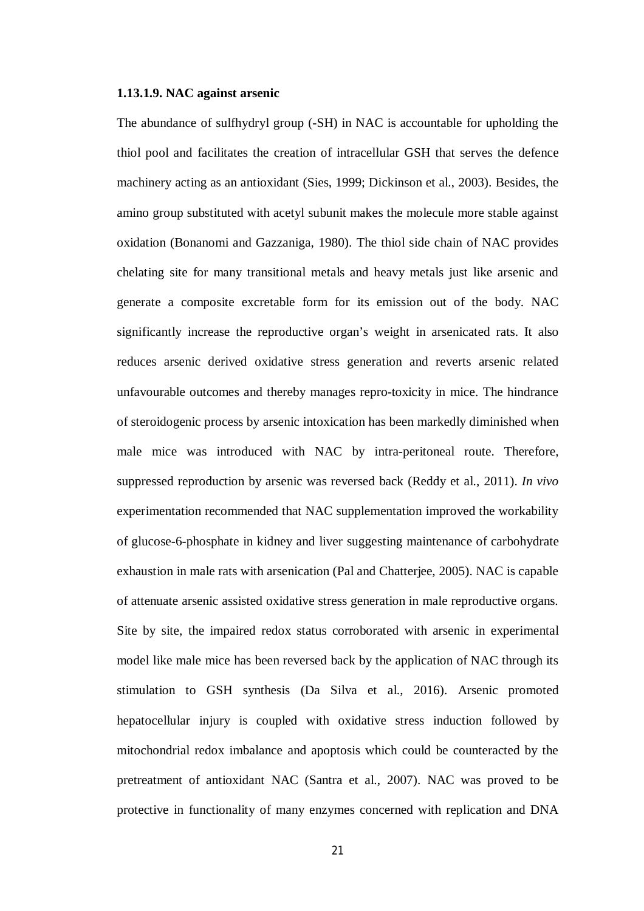#### 1.13.1.9. NAC against arsenic

The abundance of sulfhydryl group (-SH) in NAC is accountable for upholding the thiol pool and facilitates the creation of intracellular GSH that serves the defence machinery acting as an antioxidant (Sies, 1999; Dickinson et al., 2003). Besides, the amino group substituted with acetyl subunit makes the molecule more stable against oxidation (Bonanomi and Gazzaniga, 1980). The thiol side chain of NAC provides chelating site for many transitional metals and heavy metals just like arsenic and generate a composite excretable form for its emission out of the body. NAC significantly increase the reproductive organ's weight in arsenicated rats. It also reduces arsenic derived oxidative stress generation and reverts arsenic related unfavourable outcomes and thereby manages repro-toxicity in mice. The hindrance of steroidogenic process by arsenic intoxication has been markedly diminished when male mice was introduced with NAC by intra-peritoneal route. Therefore, suppressed reproduction by arsenic was reversed back (Reddy et al., 2011). *In vivo* experimentation recommended that NAC supplementation improved the workability of glucose-6-phosphate in kidney and liver suggesting maintenance of carbohydrate exhaustion in male rats with arsenication (Pal and Chatterjee, 2005). NAC is capable of attenuate arsenic assisted oxidative stress generation in male reproductive organs. Site by site, the impaired redox status corroborated with arsenic in experimental model like male mice has been reversed back by the application of NAC through its stimulation to GSH synthesis (Da Silva et al., 2016). Arsenic promoted hepatocellular injury is coupled with oxidative stress induction followed by mitochondrial redox imbalance and apoptosis which could be counteracted by the pretreatment of antioxidant NAC (Santra et al., 2007). NAC was proved to be protective in functionality of many enzymes concerned with replication and DNA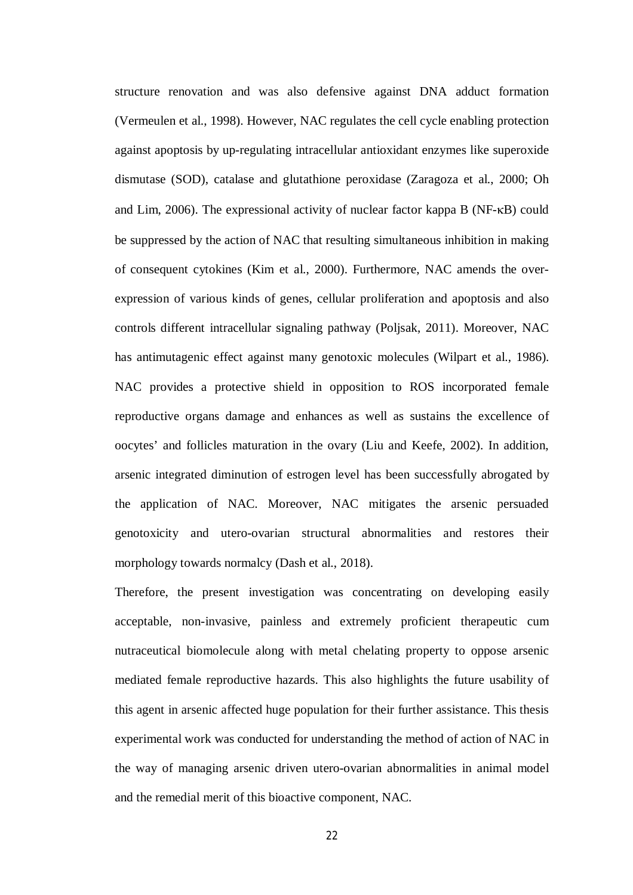structure renovation and was also defensive against DNA adduct formation (Vermeulen et al., 1998). However, NAC regulates the cell cycle enabling protection against apoptosis by up-regulating intracellular antioxidant enzymes like superoxide dismutase (SOD), catalase and glutathione peroxidase (Zaragoza et al., 2000; Oh and Lim, 2006). The expressional activity of nuclear factor kappa B (NF-κB) could be suppressed by the action of NAC that resulting simultaneous inhibition in making of consequent cytokines (Kim et al., 2000). Furthermore, NAC amends the over-expression of various kinds of genes, cellular proliferation and apoptosis and also controls different intracellular signaling pathway (Poljsak, 2011). Moreover, NAC has antimutagenic effect against many genotoxic molecules (Wilpart et al., 1986). NAC provides a protective shield in opposition to ROS incorporated female reproductive organs damage and enhances as well as sustains the excellence of oocytes' and follicles maturation in the ovary (Liu and Keefe, 2002). In addition, arsenic integrated diminution of estrogen level has been successfully abrogated by the application of NAC. Moreover, NAC mitigates the arsenic persuaded genotoxicity and utero-ovarian structural abnormalities and restores their morphology towards normalcy (Dash et al., 2018).

Therefore, the present investigation was concentrating on developing easily acceptable, non-invasive, painless and extremely proficient therapeutic cum nutraceutical biomolecule along with metal chelating property to oppose arsenic mediated female reproductive hazards. This also highlights the future usability of this agent in arsenic affected huge population for their further assistance. This thesis experimental work was conducted for understanding the method of action of NAC in the way of managing arsenic driven utero-ovarian abnormalities in animal model and the remedial merit of this bioactive component, NAC.